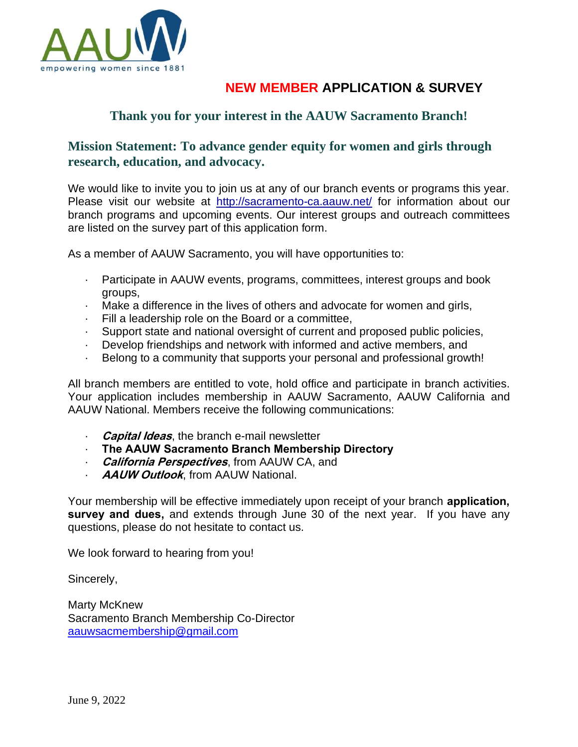AAUW
empowering women since 1881

# NEW MEMBER APPLICATION & SURVEY

## Thank you for your interest in the AAUW Sacramento Branch!

### Mission Statement: To advance gender equity for women and girls through research, education, and advocacy.

We would like to invite you to join us at any of our branch events or programs this year. Please visit our website at http://sacramento-ca.aauw.net/ for information about our branch programs and upcoming events. Our interest groups and outreach committees are listed on the survey part of this application form.

As a member of AAUW Sacramento, you will have opportunities to:

- Participate in AAUW events, programs, committees, interest groups and book groups,
- Make a difference in the lives of others and advocate for women and girls,
- Fill a leadership role on the Board or a committee,
- Support state and national oversight of current and proposed public policies,
- Develop friendships and network with informed and active members, and
- Belong to a community that supports your personal and professional growth!

All branch members are entitled to vote, hold office and participate in branch activities. Your application includes membership in AAUW Sacramento, AAUW California and AAUW National. Members receive the following communications:

- ***Capital Ideas***, the branch e-mail newsletter
- **The AAUW Sacramento Branch Membership Directory**
- ***California Perspectives***, from AAUW CA, and
- ***AAUW Outlook***, from AAUW National.

Your membership will be effective immediately upon receipt of your branch **application, survey and dues,** and extends through June 30 of the next year. If you have any questions, please do not hesitate to contact us.

We look forward to hearing from you!

Sincerely,

Marty McKnew
Sacramento Branch Membership Co-Director
aauwsacmembership@gmail.com

June 9, 2022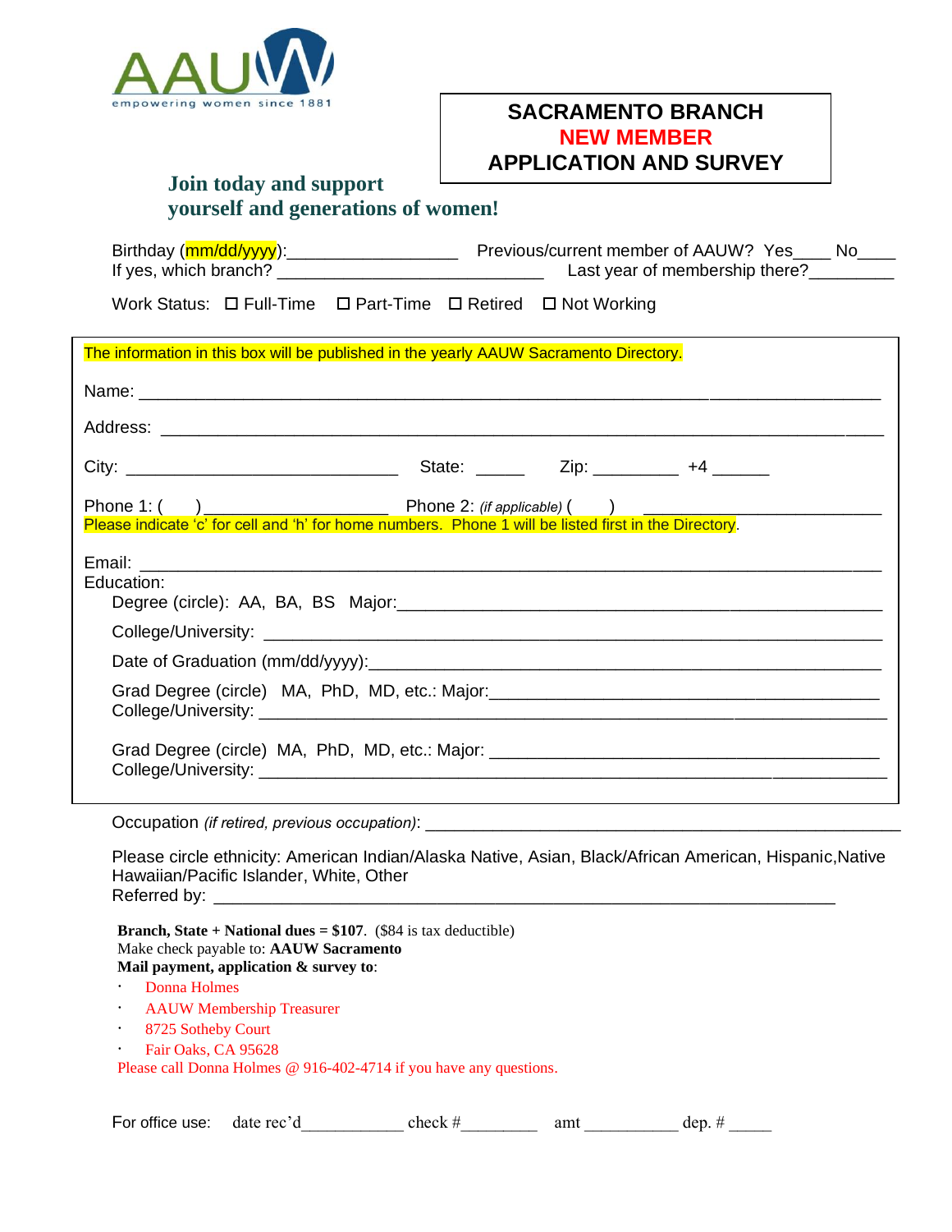AAUW
empowering women since 1881

**SACRAMENTO BRANCH**
**NEW MEMBER**
**APPLICATION AND SURVEY**

**Join today and support yourself and generations of women!**

Birthday (mm/dd/yyyy):_________________ Previous/current member of AAUW? Yes____ No____
If yes, which branch? ___________________________ Last year of membership there?________

Work Status: ☐ Full-Time ☐ Part-Time ☐ Retired ☐ Not Working

The information in this box will be published in the yearly AAUW Sacramento Directory.

Name: ___________________________________________________________________________

Address: _________________________________________________________________________

City: _____________________________ State: _____ Zip: _________ +4 ______

Phone 1: ( ) ___________________ Phone 2: *(if applicable)* ( ) _______________________
Please indicate 'c' for cell and 'h' for home numbers. Phone 1 will be listed first in the Directory.

Email: ___________________________________________________________________________
Education:
Degree (circle): AA, BA, BS Major:_______________________________________________

College/University: _________________________________________________________________

Date of Graduation (mm/dd/yyyy):_______________________________________________________

Grad Degree (circle) MA, PhD, MD, etc.: Major:________________________________________
College/University: _________________________________________________________________

Grad Degree (circle) MA, PhD, MD, etc.: Major: ________________________________________
College/University: _________________________________________________________________

Occupation *(if retired, previous occupation)*: _______________________________________________

Please circle ethnicity: American Indian/Alaska Native, Asian, Black/African American, Hispanic,Native Hawaiian/Pacific Islander, White, Other
Referred by: ______________________________________________________________________

**Branch, State + National dues = $107**. ($84 is tax deductible)
Make check payable to: **AAUW Sacramento**
**Mail payment, application & survey to**:

- Donna Holmes
- AAUW Membership Treasurer
- 8725 Sotheby Court
- Fair Oaks, CA 95628

Please call Donna Holmes @ 916-402-4714 if you have any questions.

For office use: date rec'd____________ check #_________ amt ___________ dep. # _____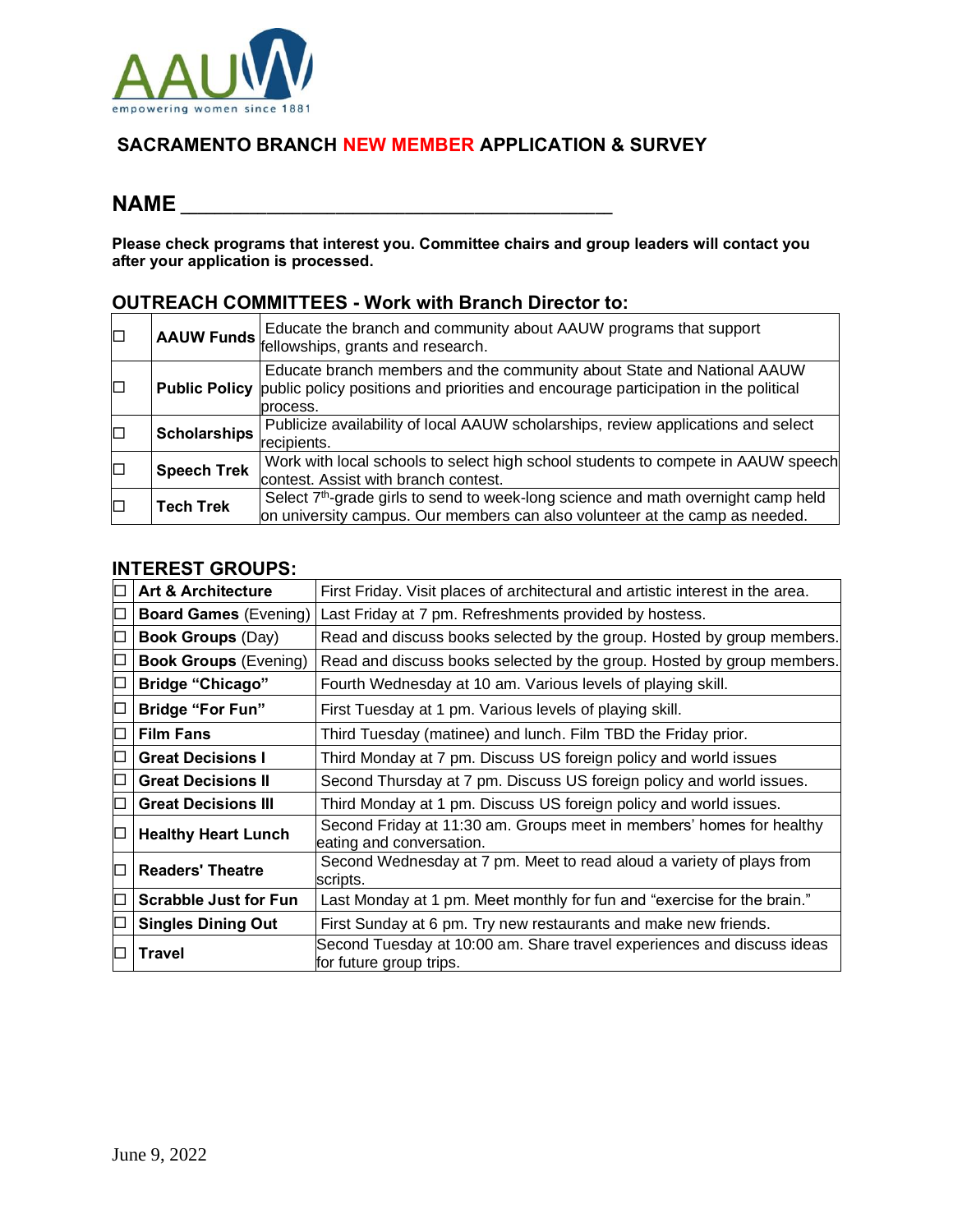## SACRAMENTO BRANCH NEW MEMBER APPLICATION & SURVEY

**NAME** ______________________________________

**Please check programs that interest you. Committee chairs and group leaders will contact you after your application is processed.**

### OUTREACH COMMITTEES - Work with Branch Director to:

| | | |
|---|---|---|
| ☐ | **AAUW Funds** | Educate the branch and community about AAUW programs that support fellowships, grants and research. |
| ☐ | **Public Policy** | Educate branch members and the community about State and National AAUW public policy positions and priorities and encourage participation in the political process. |
| ☐ | **Scholarships** | Publicize availability of local AAUW scholarships, review applications and select recipients. |
| ☐ | **Speech Trek** | Work with local schools to select high school students to compete in AAUW speech contest. Assist with branch contest. |
| ☐ | **Tech Trek** | Select 7th-grade girls to send to week-long science and math overnight camp held on university campus. Our members can also volunteer at the camp as needed. |

### INTEREST GROUPS:

| | | |
|---|---|---|
| ☐ | **Art & Architecture** | First Friday. Visit places of architectural and artistic interest in the area. |
| ☐ | **Board Games** (Evening) | Last Friday at 7 pm. Refreshments provided by hostess. |
| ☐ | **Book Groups** (Day) | Read and discuss books selected by the group. Hosted by group members. |
| ☐ | **Book Groups** (Evening) | Read and discuss books selected by the group. Hosted by group members. |
| ☐ | **Bridge "Chicago"** | Fourth Wednesday at 10 am. Various levels of playing skill. |
| ☐ | **Bridge "For Fun"** | First Tuesday at 1 pm. Various levels of playing skill. |
| ☐ | **Film Fans** | Third Tuesday (matinee) and lunch. Film TBD the Friday prior. |
| ☐ | **Great Decisions I** | Third Monday at 7 pm. Discuss US foreign policy and world issues |
| ☐ | **Great Decisions II** | Second Thursday at 7 pm. Discuss US foreign policy and world issues. |
| ☐ | **Great Decisions III** | Third Monday at 1 pm. Discuss US foreign policy and world issues. |
| ☐ | **Healthy Heart Lunch** | Second Friday at 11:30 am. Groups meet in members' homes for healthy eating and conversation. |
| ☐ | **Readers' Theatre** | Second Wednesday at 7 pm. Meet to read aloud a variety of plays from scripts. |
| ☐ | **Scrabble Just for Fun** | Last Monday at 1 pm. Meet monthly for fun and "exercise for the brain." |
| ☐ | **Singles Dining Out** | First Sunday at 6 pm. Try new restaurants and make new friends. |
| ☐ | **Travel** | Second Tuesday at 10:00 am. Share travel experiences and discuss ideas for future group trips. |

June 9, 2022